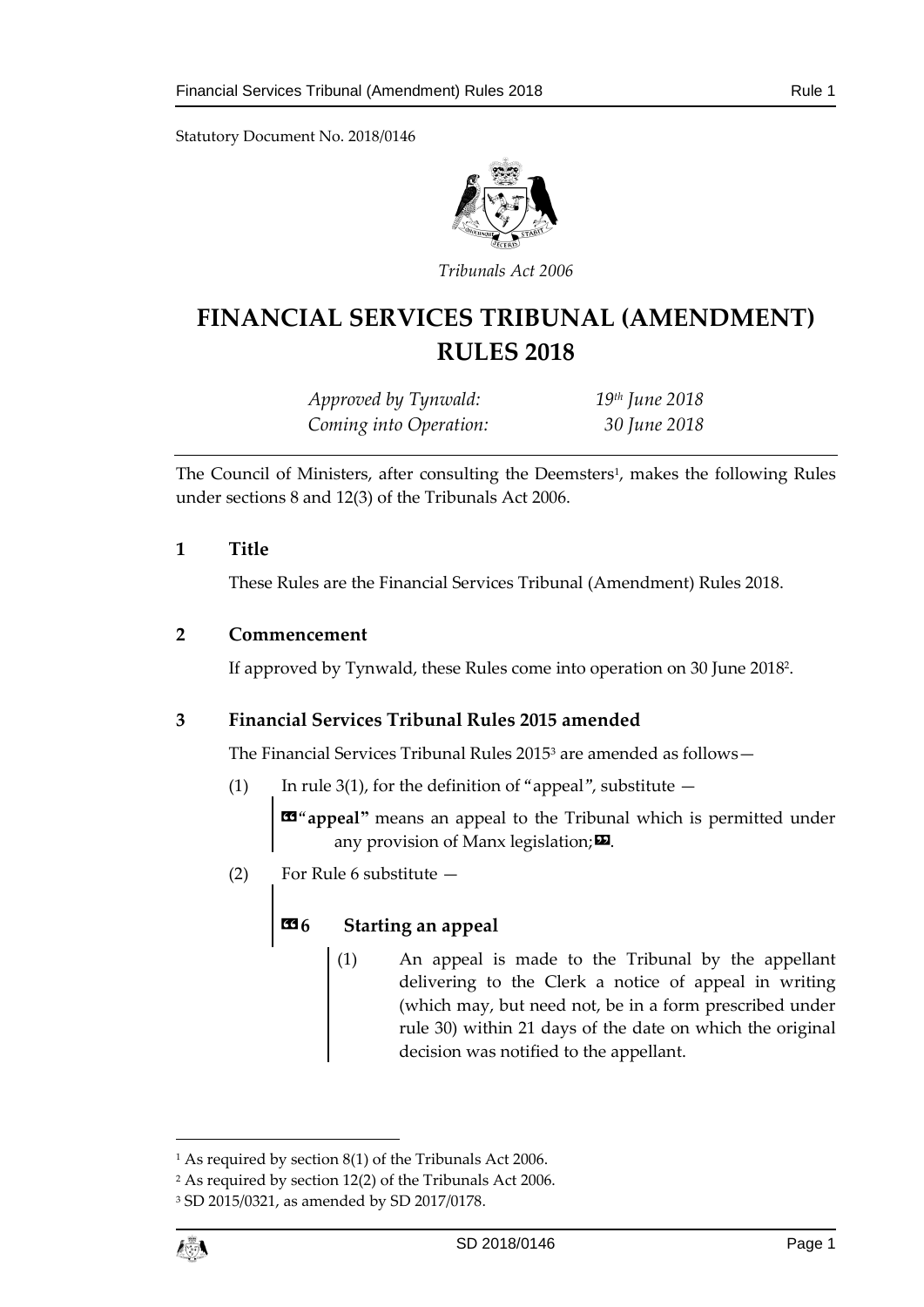Statutory Document No. 2018/0146

*Tribunals Act 2006*

# FINANCIAL SERVICES TRIBUNAL (AMENDMENT) RULES 2018

| | |
|---|---|
| *Approved by Tynwald:* | *19th June 2018* |
| *Coming into Operation:* | *30 June 2018* |

The Council of Ministers, after consulting the Deemsters[1], makes the following Rules under sections 8 and 12(3) of the Tribunals Act 2006.

## 1 Title

These Rules are the Financial Services Tribunal (Amendment) Rules 2018.

## 2 Commencement

If approved by Tynwald, these Rules come into operation on 30 June 2018[2].

## 3 Financial Services Tribunal Rules 2015 amended

The Financial Services Tribunal Rules 2015[3] are amended as follows—

(1) In rule 3(1), for the definition of "appeal", substitute —

> «"**appeal**" means an appeal to the Tribunal which is permitted under any provision of Manx legislation;».

(2) For Rule 6 substitute —

> «**6 Starting an appeal**
>
> (1) An appeal is made to the Tribunal by the appellant delivering to the Clerk a notice of appeal in writing (which may, but need not, be in a form prescribed under rule 30) within 21 days of the date on which the original decision was notified to the appellant.

---

[1] As required by section 8(1) of the Tribunals Act 2006.

[2] As required by section 12(2) of the Tribunals Act 2006.

[3] SD 2015/0321, as amended by SD 2017/0178.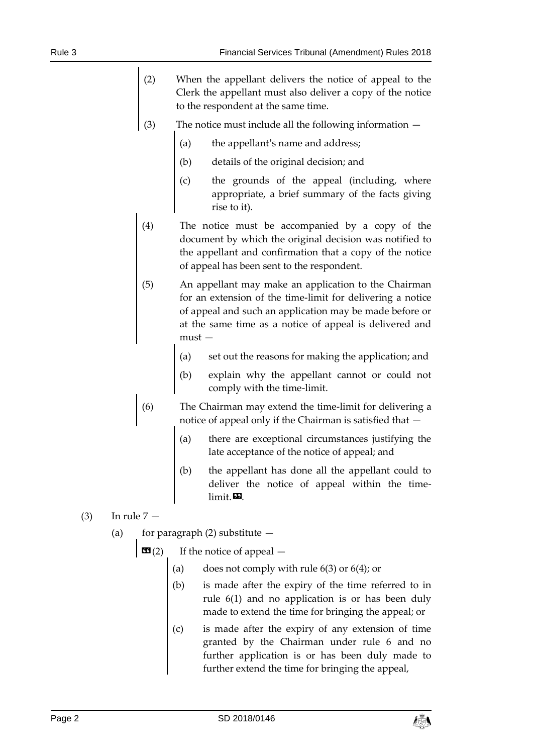(2) When the appellant delivers the notice of appeal to the Clerk the appellant must also deliver a copy of the notice to the respondent at the same time.

(3) The notice must include all the following information —

(a) the appellant's name and address;

(b) details of the original decision; and

(c) the grounds of the appeal (including, where appropriate, a brief summary of the facts giving rise to it).

(4) The notice must be accompanied by a copy of the document by which the original decision was notified to the appellant and confirmation that a copy of the notice of appeal has been sent to the respondent.

(5) An appellant may make an application to the Chairman for an extension of the time-limit for delivering a notice of appeal and such an application may be made before or at the same time as a notice of appeal is delivered and must —

(a) set out the reasons for making the application; and

(b) explain why the appellant cannot or could not comply with the time-limit.

(6) The Chairman may extend the time-limit for delivering a notice of appeal only if the Chairman is satisfied that —

(a) there are exceptional circumstances justifying the late acceptance of the notice of appeal; and

(b) the appellant has done all the appellant could to deliver the notice of appeal within the time-limit.».

(3) In rule 7 —

(a) for paragraph (2) substitute —

«(2) If the notice of appeal —

(a) does not comply with rule 6(3) or 6(4); or

(b) is made after the expiry of the time referred to in rule 6(1) and no application is or has been duly made to extend the time for bringing the appeal; or

(c) is made after the expiry of any extension of time granted by the Chairman under rule 6 and no further application is or has been duly made to further extend the time for bringing the appeal,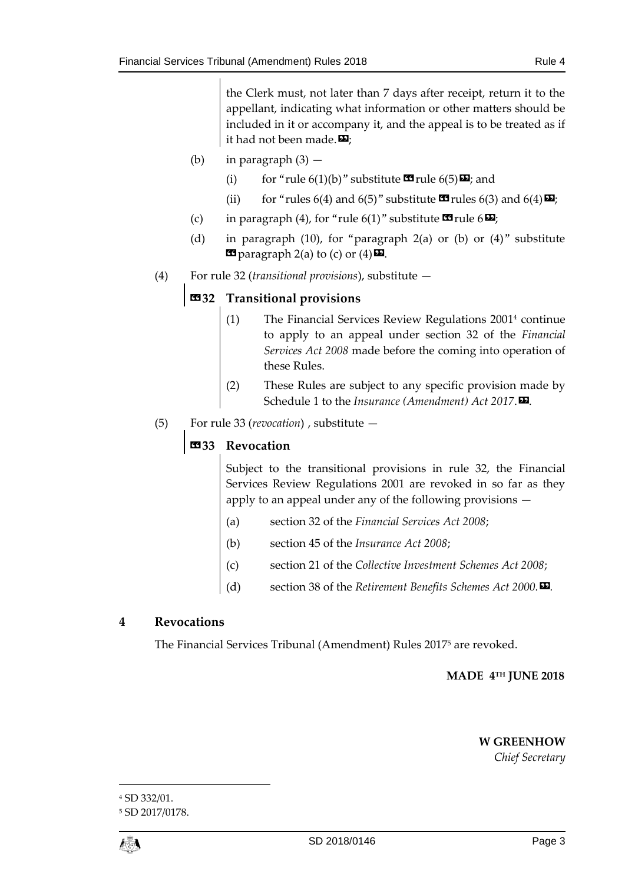the Clerk must, not later than 7 days after receipt, return it to the appellant, indicating what information or other matters should be included in it or accompany it, and the appeal is to be treated as if it had not been made.»;

(b) in paragraph (3) —

(i) for "rule 6(1)(b)" substitute «rule 6(5)»; and

(ii) for "rules 6(4) and 6(5)" substitute «rules 6(3) and 6(4)»;

(c) in paragraph (4), for "rule 6(1)" substitute «rule 6»;

(d) in paragraph (10), for "paragraph 2(a) or (b) or (4)" substitute «paragraph 2(a) to (c) or (4)».

(4) For rule 32 (*transitional provisions*), substitute —

«**32 Transitional provisions**

(1) The Financial Services Review Regulations 2001[4] continue to apply to an appeal under section 32 of the *Financial Services Act 2008* made before the coming into operation of these Rules.

(2) These Rules are subject to any specific provision made by Schedule 1 to the *Insurance (Amendment) Act 2017*.».

(5) For rule 33 (*revocation*) , substitute —

«**33 Revocation**

Subject to the transitional provisions in rule 32, the Financial Services Review Regulations 2001 are revoked in so far as they apply to an appeal under any of the following provisions —

(a) section 32 of the *Financial Services Act 2008*;

(b) section 45 of the *Insurance Act 2008*;

(c) section 21 of the *Collective Investment Schemes Act 2008*;

(d) section 38 of the *Retirement Benefits Schemes Act 2000*.».

## 4 Revocations

The Financial Services Tribunal (Amendment) Rules 2017[5] are revoked.

**MADE 4TH JUNE 2018**

**W GREENHOW**
*Chief Secretary*

[4] SD 332/01.

[5] SD 2017/0178.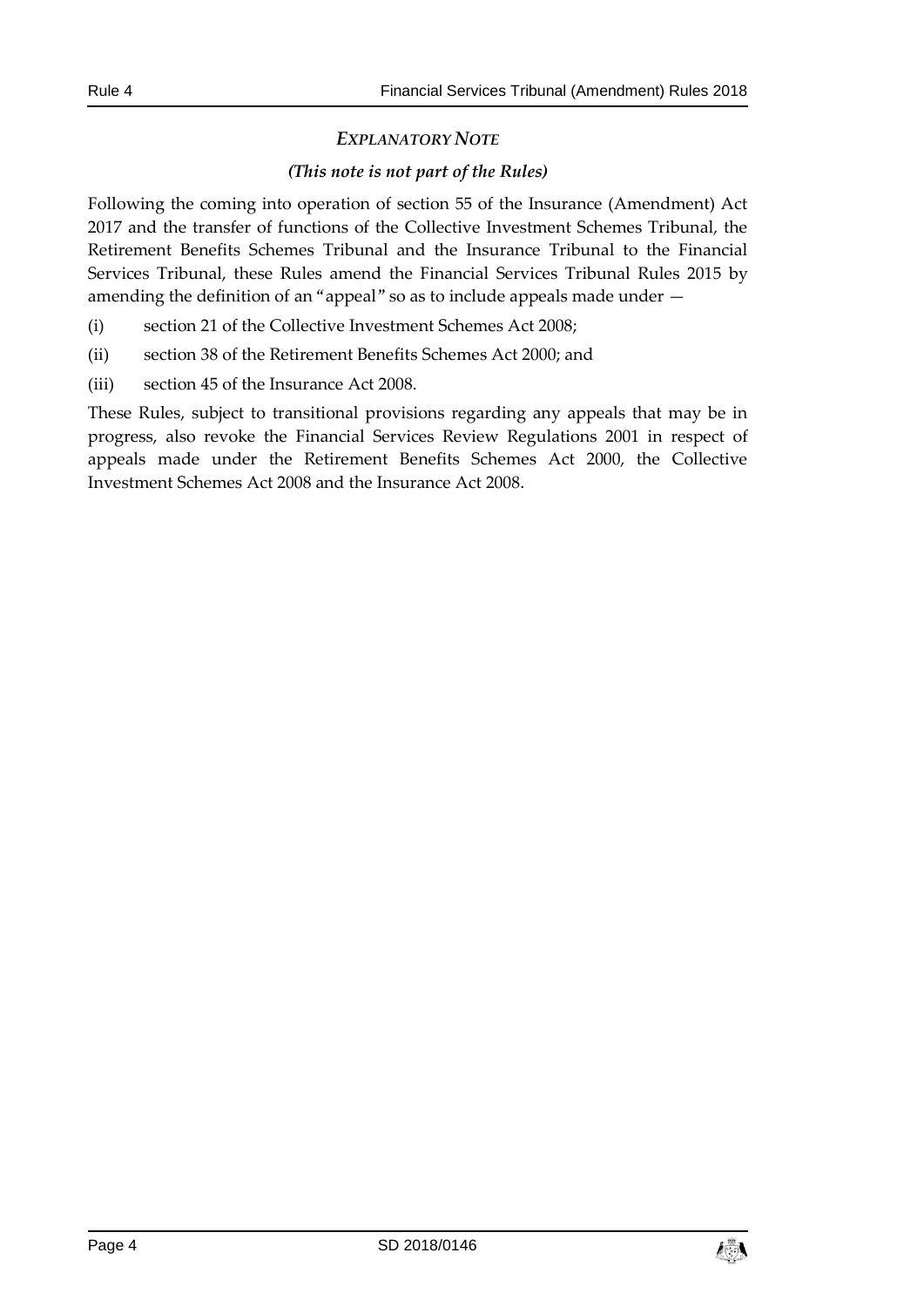## *EXPLANATORY NOTE*

### *(This note is not part of the Rules)*

Following the coming into operation of section 55 of the Insurance (Amendment) Act 2017 and the transfer of functions of the Collective Investment Schemes Tribunal, the Retirement Benefits Schemes Tribunal and the Insurance Tribunal to the Financial Services Tribunal, these Rules amend the Financial Services Tribunal Rules 2015 by amending the definition of an "appeal" so as to include appeals made under —

(i) section 21 of the Collective Investment Schemes Act 2008;

(ii) section 38 of the Retirement Benefits Schemes Act 2000; and

(iii) section 45 of the Insurance Act 2008.

These Rules, subject to transitional provisions regarding any appeals that may be in progress, also revoke the Financial Services Review Regulations 2001 in respect of appeals made under the Retirement Benefits Schemes Act 2000, the Collective Investment Schemes Act 2008 and the Insurance Act 2008.